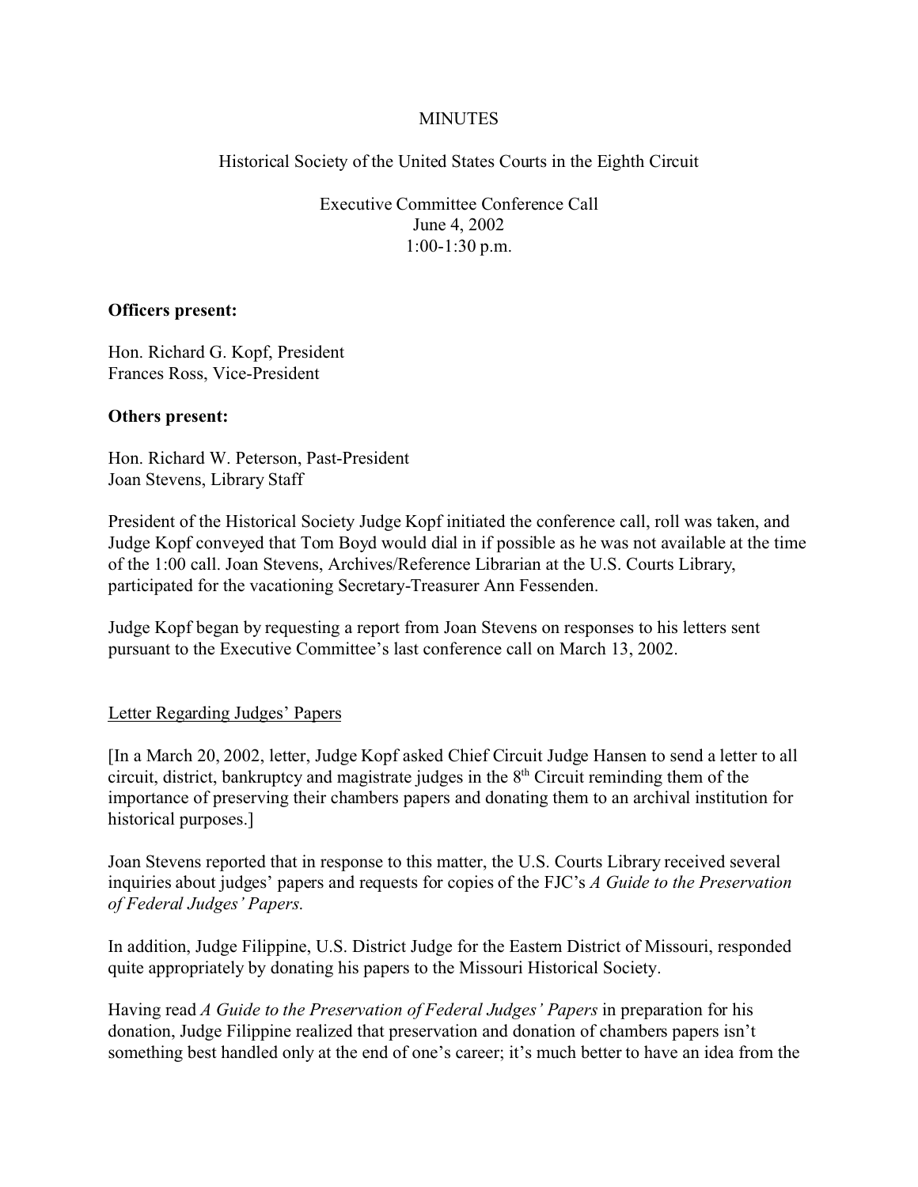MINUTES

Historical Society of the United States Courts in the Eighth Circuit

Executive Committee Conference Call
June 4, 2002
1:00-1:30 p.m.

**Officers present:**

Hon. Richard G. Kopf, President
Frances Ross, Vice-President

**Others present:**

Hon. Richard W. Peterson, Past-President
Joan Stevens, Library Staff

President of the Historical Society Judge Kopf initiated the conference call, roll was taken, and Judge Kopf conveyed that Tom Boyd would dial in if possible as he was not available at the time of the 1:00 call. Joan Stevens, Archives/Reference Librarian at the U.S. Courts Library, participated for the vacationing Secretary-Treasurer Ann Fessenden.

Judge Kopf began by requesting a report from Joan Stevens on responses to his letters sent pursuant to the Executive Committee's last conference call on March 13, 2002.

<u>Letter Regarding Judges' Papers</u>

[In a March 20, 2002, letter, Judge Kopf asked Chief Circuit Judge Hansen to send a letter to all circuit, district, bankruptcy and magistrate judges in the 8th Circuit reminding them of the importance of preserving their chambers papers and donating them to an archival institution for historical purposes.]

Joan Stevens reported that in response to this matter, the U.S. Courts Library received several inquiries about judges' papers and requests for copies of the FJC's *A Guide to the Preservation of Federal Judges' Papers*.

In addition, Judge Filippine, U.S. District Judge for the Eastern District of Missouri, responded quite appropriately by donating his papers to the Missouri Historical Society.

Having read *A Guide to the Preservation of Federal Judges' Papers* in preparation for his donation, Judge Filippine realized that preservation and donation of chambers papers isn't something best handled only at the end of one's career; it's much better to have an idea from the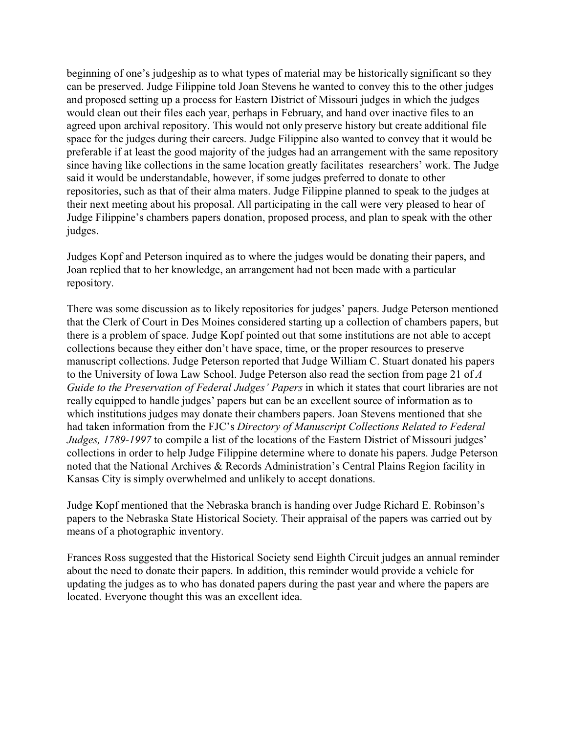beginning of one's judgeship as to what types of material may be historically significant so they can be preserved. Judge Filippine told Joan Stevens he wanted to convey this to the other judges and proposed setting up a process for Eastern District of Missouri judges in which the judges would clean out their files each year, perhaps in February, and hand over inactive files to an agreed upon archival repository. This would not only preserve history but create additional file space for the judges during their careers. Judge Filippine also wanted to convey that it would be preferable if at least the good majority of the judges had an arrangement with the same repository since having like collections in the same location greatly facilitates researchers' work. The Judge said it would be understandable, however, if some judges preferred to donate to other repositories, such as that of their alma maters. Judge Filippine planned to speak to the judges at their next meeting about his proposal. All participating in the call were very pleased to hear of Judge Filippine's chambers papers donation, proposed process, and plan to speak with the other judges.

Judges Kopf and Peterson inquired as to where the judges would be donating their papers, and Joan replied that to her knowledge, an arrangement had not been made with a particular repository.

There was some discussion as to likely repositories for judges' papers. Judge Peterson mentioned that the Clerk of Court in Des Moines considered starting up a collection of chambers papers, but there is a problem of space. Judge Kopf pointed out that some institutions are not able to accept collections because they either don't have space, time, or the proper resources to preserve manuscript collections. Judge Peterson reported that Judge William C. Stuart donated his papers to the University of Iowa Law School. Judge Peterson also read the section from page 21 of *A Guide to the Preservation of Federal Judges' Papers* in which it states that court libraries are not really equipped to handle judges' papers but can be an excellent source of information as to which institutions judges may donate their chambers papers. Joan Stevens mentioned that she had taken information from the FJC's *Directory of Manuscript Collections Related to Federal Judges, 1789-1997* to compile a list of the locations of the Eastern District of Missouri judges' collections in order to help Judge Filippine determine where to donate his papers. Judge Peterson noted that the National Archives & Records Administration's Central Plains Region facility in Kansas City is simply overwhelmed and unlikely to accept donations.

Judge Kopf mentioned that the Nebraska branch is handing over Judge Richard E. Robinson's papers to the Nebraska State Historical Society. Their appraisal of the papers was carried out by means of a photographic inventory.

Frances Ross suggested that the Historical Society send Eighth Circuit judges an annual reminder about the need to donate their papers. In addition, this reminder would provide a vehicle for updating the judges as to who has donated papers during the past year and where the papers are located. Everyone thought this was an excellent idea.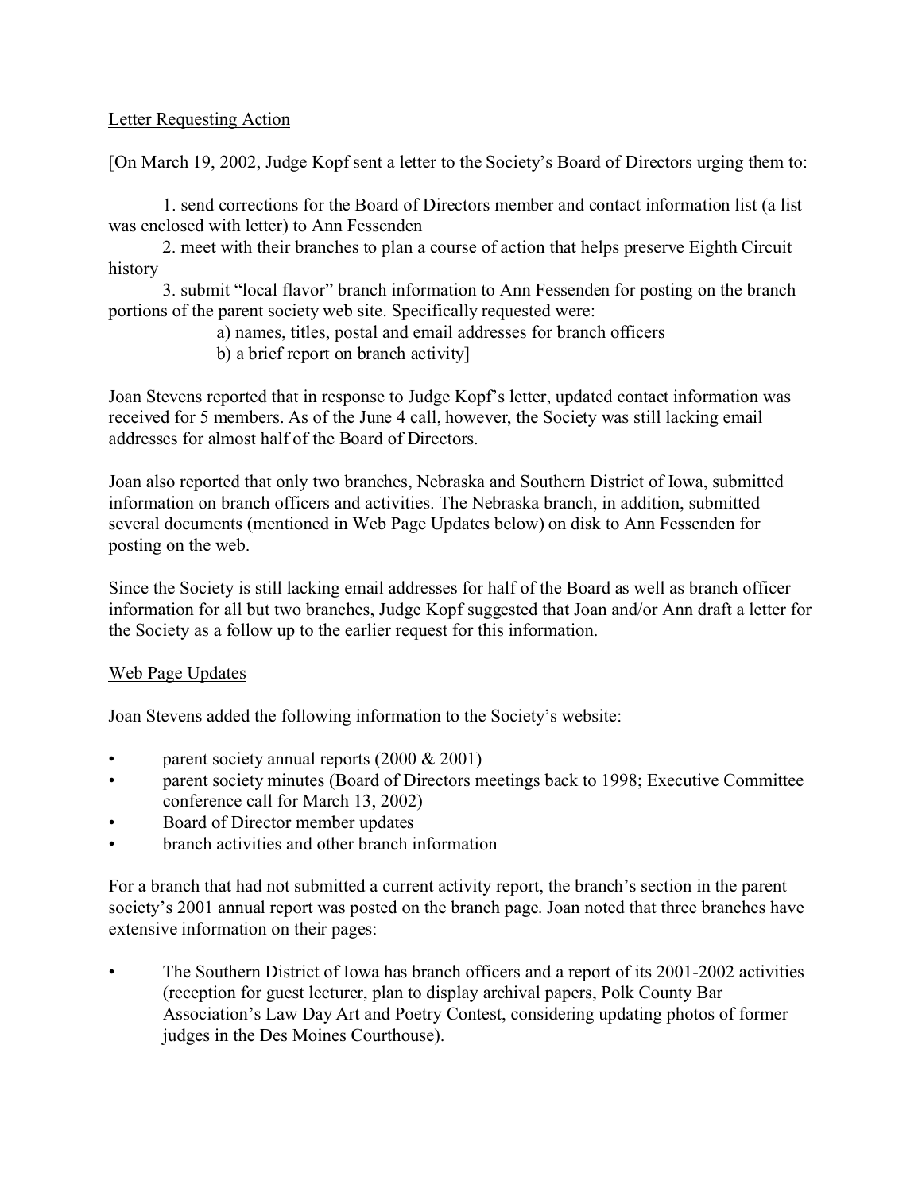Letter Requesting Action

[On March 19, 2002, Judge Kopf sent a letter to the Society's Board of Directors urging them to:

1. send corrections for the Board of Directors member and contact information list (a list was enclosed with letter) to Ann Fessenden
2. meet with their branches to plan a course of action that helps preserve Eighth Circuit history
3. submit "local flavor" branch information to Ann Fessenden for posting on the branch portions of the parent society web site. Specifically requested were:
   a) names, titles, postal and email addresses for branch officers
   b) a brief report on branch activity]

Joan Stevens reported that in response to Judge Kopf's letter, updated contact information was received for 5 members. As of the June 4 call, however, the Society was still lacking email addresses for almost half of the Board of Directors.

Joan also reported that only two branches, Nebraska and Southern District of Iowa, submitted information on branch officers and activities. The Nebraska branch, in addition, submitted several documents (mentioned in Web Page Updates below) on disk to Ann Fessenden for posting on the web.

Since the Society is still lacking email addresses for half of the Board as well as branch officer information for all but two branches, Judge Kopf suggested that Joan and/or Ann draft a letter for the Society as a follow up to the earlier request for this information.

Web Page Updates

Joan Stevens added the following information to the Society's website:

- parent society annual reports (2000 & 2001)
- parent society minutes (Board of Directors meetings back to 1998; Executive Committee conference call for March 13, 2002)
- Board of Director member updates
- branch activities and other branch information

For a branch that had not submitted a current activity report, the branch's section in the parent society's 2001 annual report was posted on the branch page. Joan noted that three branches have extensive information on their pages:

- The Southern District of Iowa has branch officers and a report of its 2001-2002 activities (reception for guest lecturer, plan to display archival papers, Polk County Bar Association's Law Day Art and Poetry Contest, considering updating photos of former judges in the Des Moines Courthouse).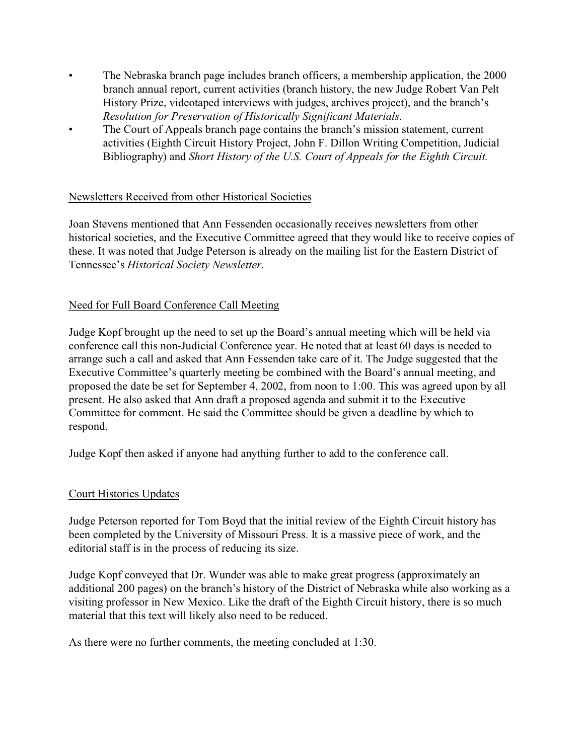- The Nebraska branch page includes branch officers, a membership application, the 2000 branch annual report, current activities (branch history, the new Judge Robert Van Pelt History Prize, videotaped interviews with judges, archives project), and the branch's *Resolution for Preservation of Historically Significant Materials*.
- The Court of Appeals branch page contains the branch's mission statement, current activities (Eighth Circuit History Project, John F. Dillon Writing Competition, Judicial Bibliography) and *Short History of the U.S. Court of Appeals for the Eighth Circuit.*

<u>Newsletters Received from other Historical Societies</u>

Joan Stevens mentioned that Ann Fessenden occasionally receives newsletters from other historical societies, and the Executive Committee agreed that they would like to receive copies of these. It was noted that Judge Peterson is already on the mailing list for the Eastern District of Tennessee's *Historical Society Newsletter*.

<u>Need for Full Board Conference Call Meeting</u>

Judge Kopf brought up the need to set up the Board's annual meeting which will be held via conference call this non-Judicial Conference year. He noted that at least 60 days is needed to arrange such a call and asked that Ann Fessenden take care of it. The Judge suggested that the Executive Committee's quarterly meeting be combined with the Board's annual meeting, and proposed the date be set for September 4, 2002, from noon to 1:00. This was agreed upon by all present. He also asked that Ann draft a proposed agenda and submit it to the Executive Committee for comment. He said the Committee should be given a deadline by which to respond.

Judge Kopf then asked if anyone had anything further to add to the conference call.

<u>Court Histories Updates</u>

Judge Peterson reported for Tom Boyd that the initial review of the Eighth Circuit history has been completed by the University of Missouri Press. It is a massive piece of work, and the editorial staff is in the process of reducing its size.

Judge Kopf conveyed that Dr. Wunder was able to make great progress (approximately an additional 200 pages) on the branch's history of the District of Nebraska while also working as a visiting professor in New Mexico. Like the draft of the Eighth Circuit history, there is so much material that this text will likely also need to be reduced.

As there were no further comments, the meeting concluded at 1:30.